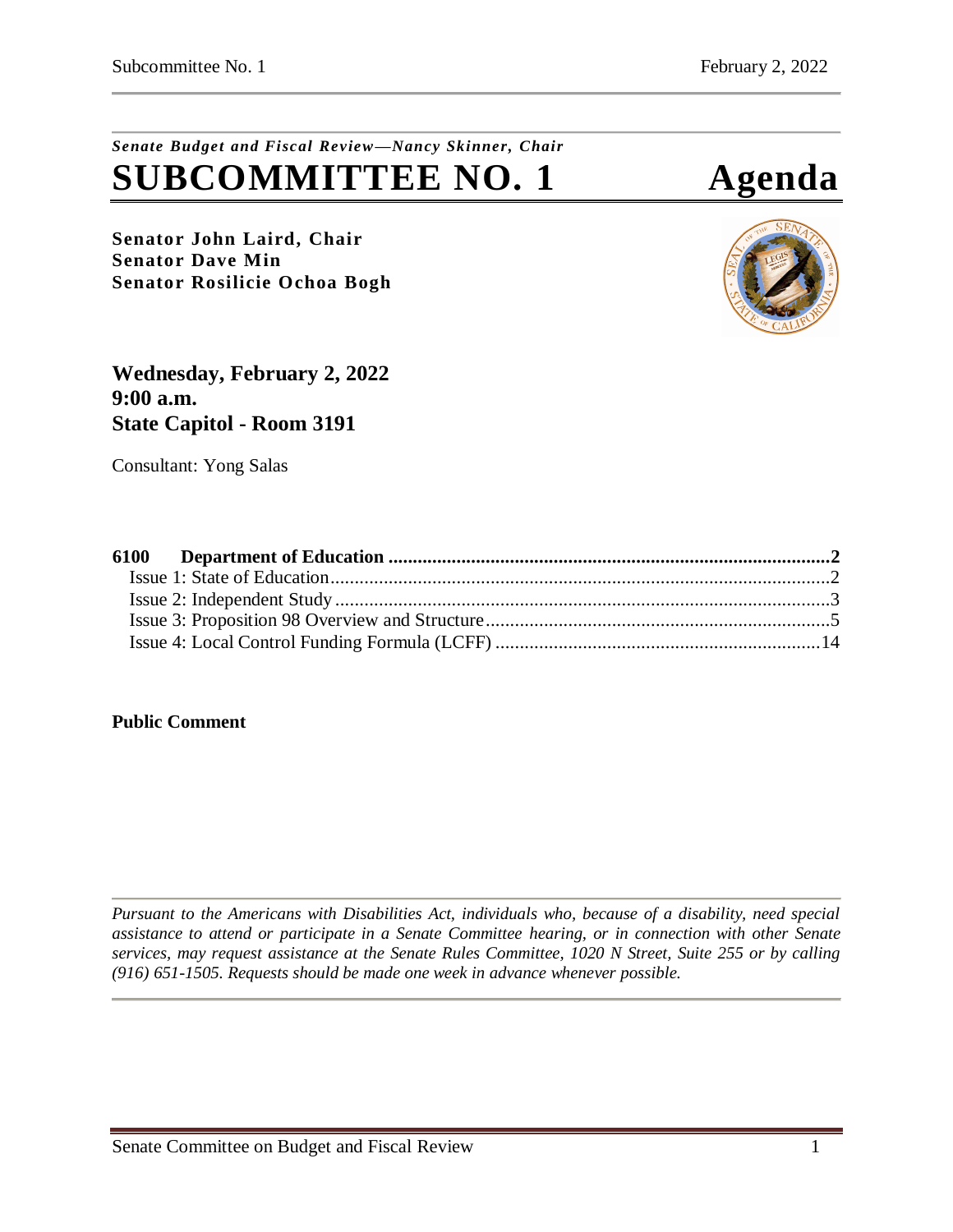*Senate Budget and Fiscal Review—Nancy Skinner, Chair*

# SUBCOMMITTEE NO. 1 Agenda

**Senator John Laird, Chair**
**Senator Dave Min**
**Senator Rosilicie Ochoa Bogh**

**Wednesday, February 2, 2022**
**9:00 a.m.**
**State Capitol - Room 3191**

Consultant: Yong Salas

**6100 Department of Education** .......... **2**
- Issue 1: State of Education .......... 2
- Issue 2: Independent Study .......... 3
- Issue 3: Proposition 98 Overview and Structure .......... 5
- Issue 4: Local Control Funding Formula (LCFF) .......... 14

**Public Comment**

*Pursuant to the Americans with Disabilities Act, individuals who, because of a disability, need special assistance to attend or participate in a Senate Committee hearing, or in connection with other Senate services, may request assistance at the Senate Rules Committee, 1020 N Street, Suite 255 or by calling (916) 651-1505. Requests should be made one week in advance whenever possible.*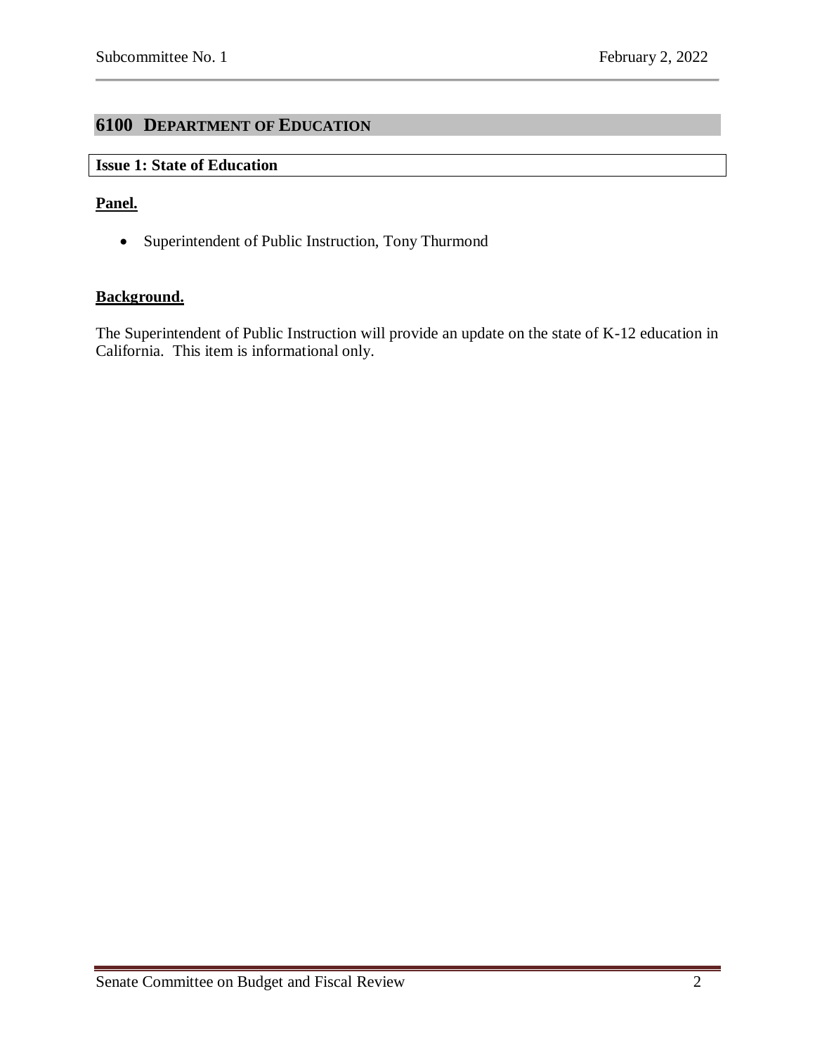## 6100 DEPARTMENT OF EDUCATION

### Issue 1: State of Education

**Panel.**

- Superintendent of Public Instruction, Tony Thurmond

**Background.**

The Superintendent of Public Instruction will provide an update on the state of K-12 education in California. This item is informational only.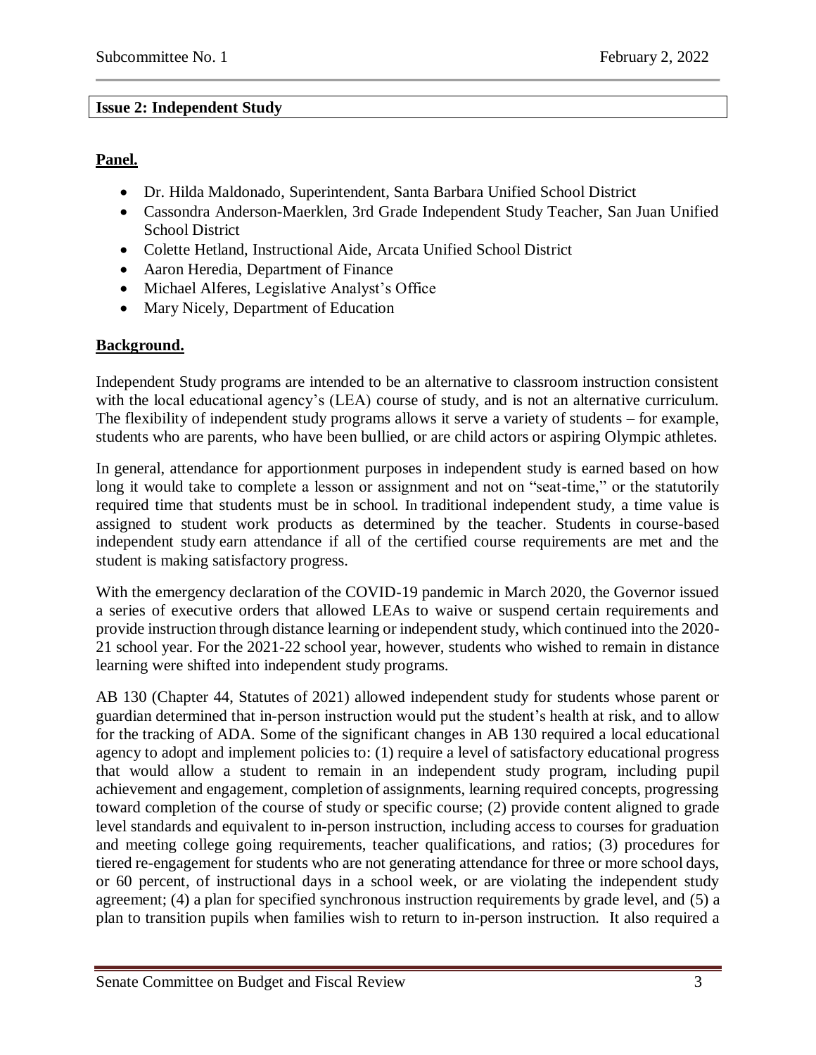**Issue 2: Independent Study**

**Panel.**

- Dr. Hilda Maldonado, Superintendent, Santa Barbara Unified School District
- Cassondra Anderson-Maerklen, 3rd Grade Independent Study Teacher, San Juan Unified School District
- Colette Hetland, Instructional Aide, Arcata Unified School District
- Aaron Heredia, Department of Finance
- Michael Alferes, Legislative Analyst's Office
- Mary Nicely, Department of Education

**Background.**

Independent Study programs are intended to be an alternative to classroom instruction consistent with the local educational agency's (LEA) course of study, and is not an alternative curriculum. The flexibility of independent study programs allows it serve a variety of students – for example, students who are parents, who have been bullied, or are child actors or aspiring Olympic athletes.

In general, attendance for apportionment purposes in independent study is earned based on how long it would take to complete a lesson or assignment and not on "seat-time," or the statutorily required time that students must be in school. In traditional independent study, a time value is assigned to student work products as determined by the teacher. Students in course-based independent study earn attendance if all of the certified course requirements are met and the student is making satisfactory progress.

With the emergency declaration of the COVID-19 pandemic in March 2020, the Governor issued a series of executive orders that allowed LEAs to waive or suspend certain requirements and provide instruction through distance learning or independent study, which continued into the 2020-21 school year. For the 2021-22 school year, however, students who wished to remain in distance learning were shifted into independent study programs.

AB 130 (Chapter 44, Statutes of 2021) allowed independent study for students whose parent or guardian determined that in-person instruction would put the student's health at risk, and to allow for the tracking of ADA. Some of the significant changes in AB 130 required a local educational agency to adopt and implement policies to: (1) require a level of satisfactory educational progress that would allow a student to remain in an independent study program, including pupil achievement and engagement, completion of assignments, learning required concepts, progressing toward completion of the course of study or specific course; (2) provide content aligned to grade level standards and equivalent to in-person instruction, including access to courses for graduation and meeting college going requirements, teacher qualifications, and ratios; (3) procedures for tiered re-engagement for students who are not generating attendance for three or more school days, or 60 percent, of instructional days in a school week, or are violating the independent study agreement; (4) a plan for specified synchronous instruction requirements by grade level, and (5) a plan to transition pupils when families wish to return to in-person instruction. It also required a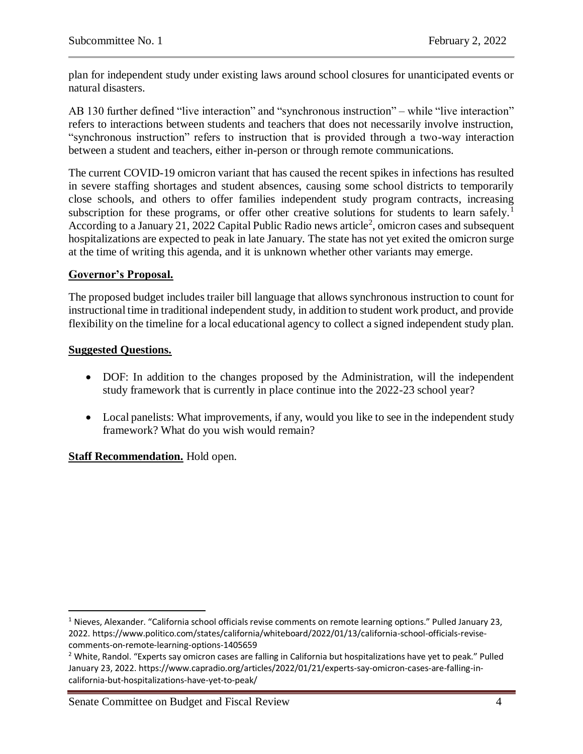plan for independent study under existing laws around school closures for unanticipated events or natural disasters.

AB 130 further defined "live interaction" and "synchronous instruction" – while "live interaction" refers to interactions between students and teachers that does not necessarily involve instruction, "synchronous instruction" refers to instruction that is provided through a two-way interaction between a student and teachers, either in-person or through remote communications.

The current COVID-19 omicron variant that has caused the recent spikes in infections has resulted in severe staffing shortages and student absences, causing some school districts to temporarily close schools, and others to offer families independent study program contracts, increasing subscription for these programs, or offer other creative solutions for students to learn safely.[1] According to a January 21, 2022 Capital Public Radio news article[2], omicron cases and subsequent hospitalizations are expected to peak in late January. The state has not yet exited the omicron surge at the time of writing this agenda, and it is unknown whether other variants may emerge.

**Governor's Proposal.**

The proposed budget includes trailer bill language that allows synchronous instruction to count for instructional time in traditional independent study, in addition to student work product, and provide flexibility on the timeline for a local educational agency to collect a signed independent study plan.

**Suggested Questions.**

- DOF: In addition to the changes proposed by the Administration, will the independent study framework that is currently in place continue into the 2022-23 school year?
- Local panelists: What improvements, if any, would you like to see in the independent study framework? What do you wish would remain?

**Staff Recommendation.** Hold open.

---

[1] Nieves, Alexander. "California school officials revise comments on remote learning options." Pulled January 23, 2022. https://www.politico.com/states/california/whiteboard/2022/01/13/california-school-officials-revise-comments-on-remote-learning-options-1405659

[2] White, Randol. "Experts say omicron cases are falling in California but hospitalizations have yet to peak." Pulled January 23, 2022. https://www.capradio.org/articles/2022/01/21/experts-say-omicron-cases-are-falling-in-california-but-hospitalizations-have-yet-to-peak/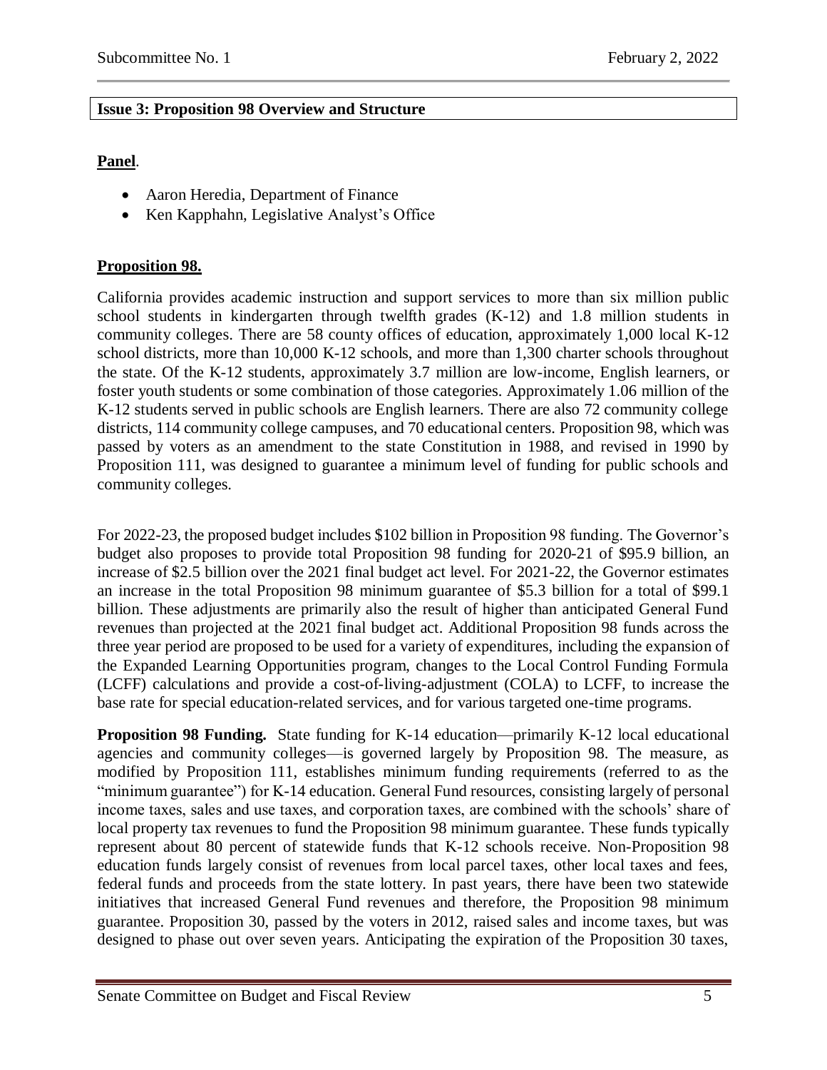## Issue 3: Proposition 98 Overview and Structure

**Panel**.

- Aaron Heredia, Department of Finance
- Ken Kapphahn, Legislative Analyst's Office

**Proposition 98.**

California provides academic instruction and support services to more than six million public school students in kindergarten through twelfth grades (K-12) and 1.8 million students in community colleges. There are 58 county offices of education, approximately 1,000 local K-12 school districts, more than 10,000 K-12 schools, and more than 1,300 charter schools throughout the state. Of the K-12 students, approximately 3.7 million are low-income, English learners, or foster youth students or some combination of those categories. Approximately 1.06 million of the K-12 students served in public schools are English learners. There are also 72 community college districts, 114 community college campuses, and 70 educational centers. Proposition 98, which was passed by voters as an amendment to the state Constitution in 1988, and revised in 1990 by Proposition 111, was designed to guarantee a minimum level of funding for public schools and community colleges.

For 2022-23, the proposed budget includes $102 billion in Proposition 98 funding. The Governor's budget also proposes to provide total Proposition 98 funding for 2020-21 of $95.9 billion, an increase of $2.5 billion over the 2021 final budget act level. For 2021-22, the Governor estimates an increase in the total Proposition 98 minimum guarantee of $5.3 billion for a total of $99.1 billion. These adjustments are primarily also the result of higher than anticipated General Fund revenues than projected at the 2021 final budget act. Additional Proposition 98 funds across the three year period are proposed to be used for a variety of expenditures, including the expansion of the Expanded Learning Opportunities program, changes to the Local Control Funding Formula (LCFF) calculations and provide a cost-of-living-adjustment (COLA) to LCFF, to increase the base rate for special education-related services, and for various targeted one-time programs.

**Proposition 98 Funding.** State funding for K-14 education—primarily K-12 local educational agencies and community colleges—is governed largely by Proposition 98. The measure, as modified by Proposition 111, establishes minimum funding requirements (referred to as the "minimum guarantee") for K-14 education. General Fund resources, consisting largely of personal income taxes, sales and use taxes, and corporation taxes, are combined with the schools' share of local property tax revenues to fund the Proposition 98 minimum guarantee. These funds typically represent about 80 percent of statewide funds that K-12 schools receive. Non-Proposition 98 education funds largely consist of revenues from local parcel taxes, other local taxes and fees, federal funds and proceeds from the state lottery. In past years, there have been two statewide initiatives that increased General Fund revenues and therefore, the Proposition 98 minimum guarantee. Proposition 30, passed by the voters in 2012, raised sales and income taxes, but was designed to phase out over seven years. Anticipating the expiration of the Proposition 30 taxes,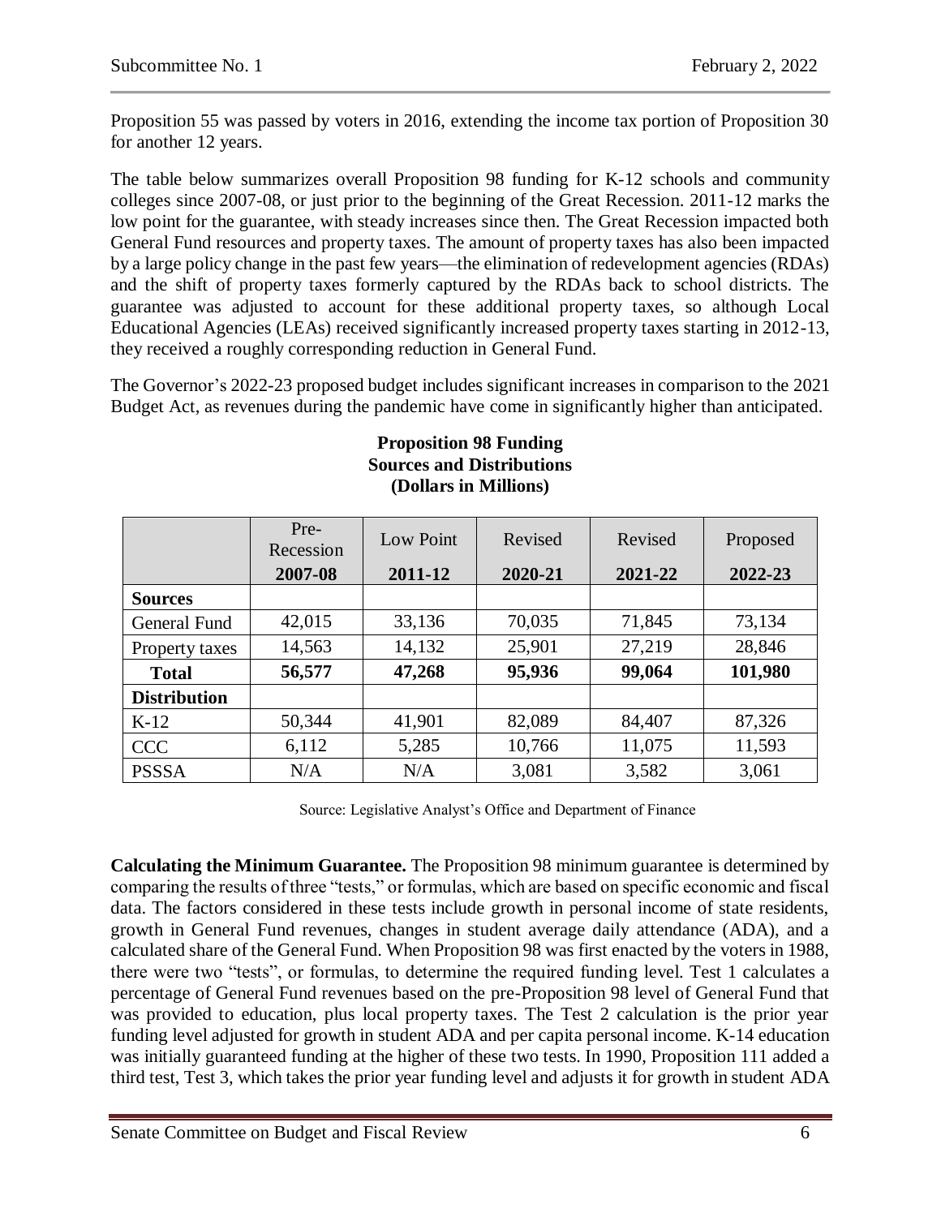Proposition 55 was passed by voters in 2016, extending the income tax portion of Proposition 30 for another 12 years.

The table below summarizes overall Proposition 98 funding for K-12 schools and community colleges since 2007-08, or just prior to the beginning of the Great Recession. 2011-12 marks the low point for the guarantee, with steady increases since then. The Great Recession impacted both General Fund resources and property taxes. The amount of property taxes has also been impacted by a large policy change in the past few years—the elimination of redevelopment agencies (RDAs) and the shift of property taxes formerly captured by the RDAs back to school districts. The guarantee was adjusted to account for these additional property taxes, so although Local Educational Agencies (LEAs) received significantly increased property taxes starting in 2012-13, they received a roughly corresponding reduction in General Fund.

The Governor's 2022-23 proposed budget includes significant increases in comparison to the 2021 Budget Act, as revenues during the pandemic have come in significantly higher than anticipated.

**Proposition 98 Funding**
**Sources and Distributions**
**(Dollars in Millions)**

| | Pre-Recession **2007-08** | Low Point **2011-12** | Revised **2020-21** | Revised **2021-22** | Proposed **2022-23** |
|---|---|---|---|---|---|
| **Sources** | | | | | |
| General Fund | 42,015 | 33,136 | 70,035 | 71,845 | 73,134 |
| Property taxes | 14,563 | 14,132 | 25,901 | 27,219 | 28,846 |
| **Total** | **56,577** | **47,268** | **95,936** | **99,064** | **101,980** |
| **Distribution** | | | | | |
| K-12 | 50,344 | 41,901 | 82,089 | 84,407 | 87,326 |
| CCC | 6,112 | 5,285 | 10,766 | 11,075 | 11,593 |
| PSSSA | N/A | N/A | 3,081 | 3,582 | 3,061 |

Source: Legislative Analyst's Office and Department of Finance

**Calculating the Minimum Guarantee.** The Proposition 98 minimum guarantee is determined by comparing the results of three "tests," or formulas, which are based on specific economic and fiscal data. The factors considered in these tests include growth in personal income of state residents, growth in General Fund revenues, changes in student average daily attendance (ADA), and a calculated share of the General Fund. When Proposition 98 was first enacted by the voters in 1988, there were two "tests", or formulas, to determine the required funding level. Test 1 calculates a percentage of General Fund revenues based on the pre-Proposition 98 level of General Fund that was provided to education, plus local property taxes. The Test 2 calculation is the prior year funding level adjusted for growth in student ADA and per capita personal income. K-14 education was initially guaranteed funding at the higher of these two tests. In 1990, Proposition 111 added a third test, Test 3, which takes the prior year funding level and adjusts it for growth in student ADA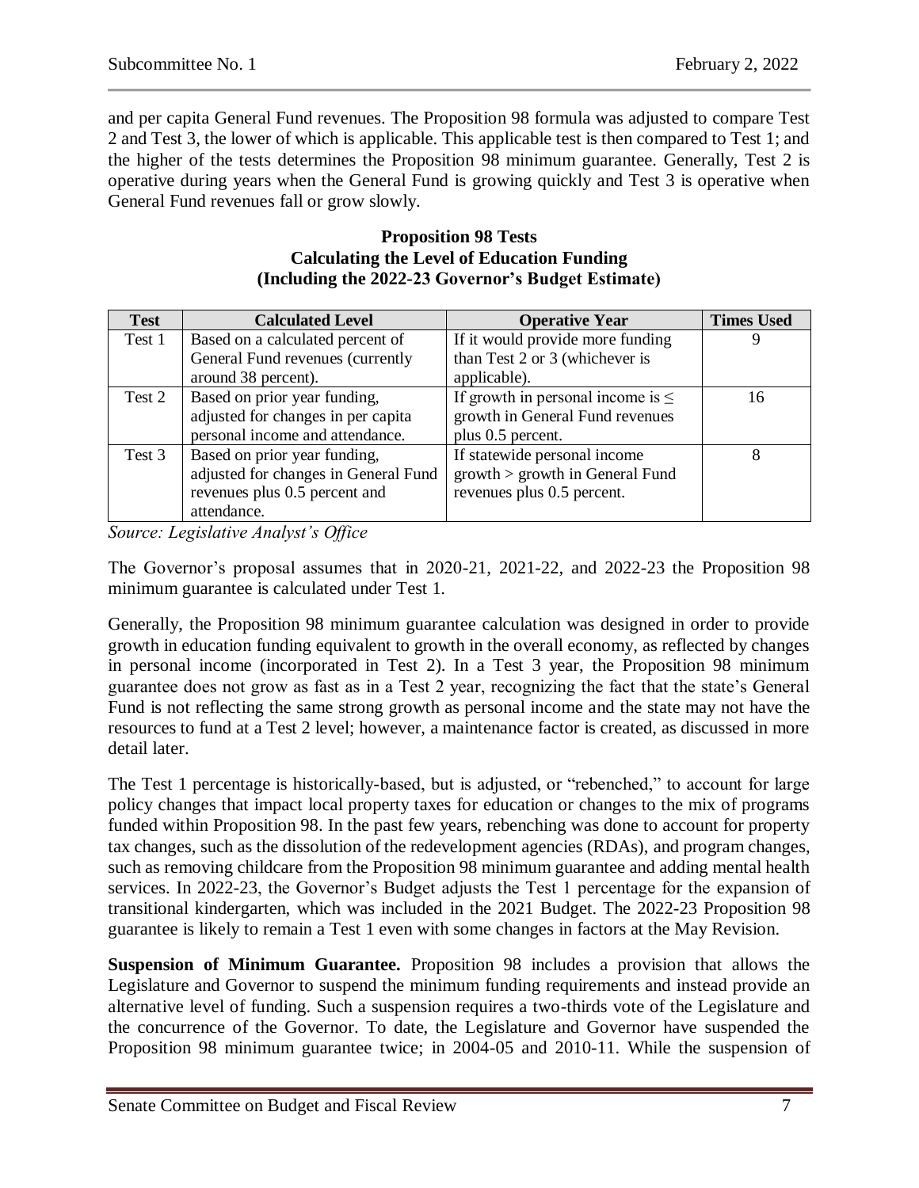and per capita General Fund revenues. The Proposition 98 formula was adjusted to compare Test 2 and Test 3, the lower of which is applicable. This applicable test is then compared to Test 1; and the higher of the tests determines the Proposition 98 minimum guarantee. Generally, Test 2 is operative during years when the General Fund is growing quickly and Test 3 is operative when General Fund revenues fall or grow slowly.

**Proposition 98 Tests**
**Calculating the Level of Education Funding**
**(Including the 2022-23 Governor's Budget Estimate)**

| Test | Calculated Level | Operative Year | Times Used |
|---|---|---|---|
| Test 1 | Based on a calculated percent of General Fund revenues (currently around 38 percent). | If it would provide more funding than Test 2 or 3 (whichever is applicable). | 9 |
| Test 2 | Based on prior year funding, adjusted for changes in per capita personal income and attendance. | If growth in personal income is ≤ growth in General Fund revenues plus 0.5 percent. | 16 |
| Test 3 | Based on prior year funding, adjusted for changes in General Fund revenues plus 0.5 percent and attendance. | If statewide personal income growth > growth in General Fund revenues plus 0.5 percent. | 8 |

*Source: Legislative Analyst's Office*

The Governor's proposal assumes that in 2020-21, 2021-22, and 2022-23 the Proposition 98 minimum guarantee is calculated under Test 1.

Generally, the Proposition 98 minimum guarantee calculation was designed in order to provide growth in education funding equivalent to growth in the overall economy, as reflected by changes in personal income (incorporated in Test 2). In a Test 3 year, the Proposition 98 minimum guarantee does not grow as fast as in a Test 2 year, recognizing the fact that the state's General Fund is not reflecting the same strong growth as personal income and the state may not have the resources to fund at a Test 2 level; however, a maintenance factor is created, as discussed in more detail later.

The Test 1 percentage is historically-based, but is adjusted, or "rebenched," to account for large policy changes that impact local property taxes for education or changes to the mix of programs funded within Proposition 98. In the past few years, rebenching was done to account for property tax changes, such as the dissolution of the redevelopment agencies (RDAs), and program changes, such as removing childcare from the Proposition 98 minimum guarantee and adding mental health services. In 2022-23, the Governor's Budget adjusts the Test 1 percentage for the expansion of transitional kindergarten, which was included in the 2021 Budget. The 2022-23 Proposition 98 guarantee is likely to remain a Test 1 even with some changes in factors at the May Revision.

**Suspension of Minimum Guarantee.** Proposition 98 includes a provision that allows the Legislature and Governor to suspend the minimum funding requirements and instead provide an alternative level of funding. Such a suspension requires a two-thirds vote of the Legislature and the concurrence of the Governor. To date, the Legislature and Governor have suspended the Proposition 98 minimum guarantee twice; in 2004-05 and 2010-11. While the suspension of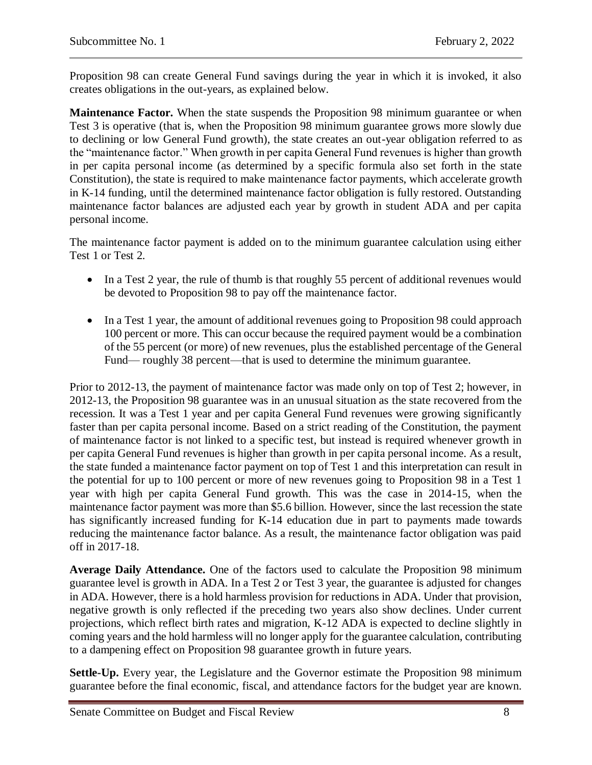Proposition 98 can create General Fund savings during the year in which it is invoked, it also creates obligations in the out-years, as explained below.

**Maintenance Factor.** When the state suspends the Proposition 98 minimum guarantee or when Test 3 is operative (that is, when the Proposition 98 minimum guarantee grows more slowly due to declining or low General Fund growth), the state creates an out-year obligation referred to as the "maintenance factor." When growth in per capita General Fund revenues is higher than growth in per capita personal income (as determined by a specific formula also set forth in the state Constitution), the state is required to make maintenance factor payments, which accelerate growth in K-14 funding, until the determined maintenance factor obligation is fully restored. Outstanding maintenance factor balances are adjusted each year by growth in student ADA and per capita personal income.

The maintenance factor payment is added on to the minimum guarantee calculation using either Test 1 or Test 2.

- In a Test 2 year, the rule of thumb is that roughly 55 percent of additional revenues would be devoted to Proposition 98 to pay off the maintenance factor.
- In a Test 1 year, the amount of additional revenues going to Proposition 98 could approach 100 percent or more. This can occur because the required payment would be a combination of the 55 percent (or more) of new revenues, plus the established percentage of the General Fund— roughly 38 percent—that is used to determine the minimum guarantee.

Prior to 2012-13, the payment of maintenance factor was made only on top of Test 2; however, in 2012-13, the Proposition 98 guarantee was in an unusual situation as the state recovered from the recession. It was a Test 1 year and per capita General Fund revenues were growing significantly faster than per capita personal income. Based on a strict reading of the Constitution, the payment of maintenance factor is not linked to a specific test, but instead is required whenever growth in per capita General Fund revenues is higher than growth in per capita personal income. As a result, the state funded a maintenance factor payment on top of Test 1 and this interpretation can result in the potential for up to 100 percent or more of new revenues going to Proposition 98 in a Test 1 year with high per capita General Fund growth. This was the case in 2014-15, when the maintenance factor payment was more than $5.6 billion. However, since the last recession the state has significantly increased funding for K-14 education due in part to payments made towards reducing the maintenance factor balance. As a result, the maintenance factor obligation was paid off in 2017-18.

**Average Daily Attendance.** One of the factors used to calculate the Proposition 98 minimum guarantee level is growth in ADA. In a Test 2 or Test 3 year, the guarantee is adjusted for changes in ADA. However, there is a hold harmless provision for reductions in ADA. Under that provision, negative growth is only reflected if the preceding two years also show declines. Under current projections, which reflect birth rates and migration, K-12 ADA is expected to decline slightly in coming years and the hold harmless will no longer apply for the guarantee calculation, contributing to a dampening effect on Proposition 98 guarantee growth in future years.

**Settle-Up.** Every year, the Legislature and the Governor estimate the Proposition 98 minimum guarantee before the final economic, fiscal, and attendance factors for the budget year are known.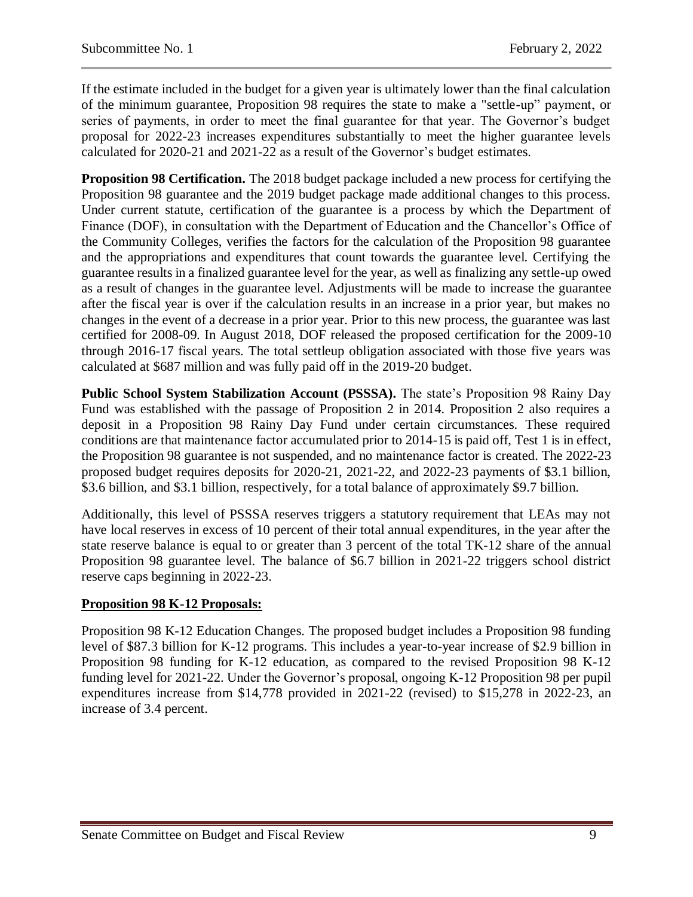If the estimate included in the budget for a given year is ultimately lower than the final calculation of the minimum guarantee, Proposition 98 requires the state to make a "settle-up" payment, or series of payments, in order to meet the final guarantee for that year. The Governor's budget proposal for 2022-23 increases expenditures substantially to meet the higher guarantee levels calculated for 2020-21 and 2021-22 as a result of the Governor's budget estimates.

**Proposition 98 Certification.** The 2018 budget package included a new process for certifying the Proposition 98 guarantee and the 2019 budget package made additional changes to this process. Under current statute, certification of the guarantee is a process by which the Department of Finance (DOF), in consultation with the Department of Education and the Chancellor's Office of the Community Colleges, verifies the factors for the calculation of the Proposition 98 guarantee and the appropriations and expenditures that count towards the guarantee level. Certifying the guarantee results in a finalized guarantee level for the year, as well as finalizing any settle-up owed as a result of changes in the guarantee level. Adjustments will be made to increase the guarantee after the fiscal year is over if the calculation results in an increase in a prior year, but makes no changes in the event of a decrease in a prior year. Prior to this new process, the guarantee was last certified for 2008-09. In August 2018, DOF released the proposed certification for the 2009-10 through 2016-17 fiscal years. The total settleup obligation associated with those five years was calculated at $687 million and was fully paid off in the 2019-20 budget.

**Public School System Stabilization Account (PSSSA).** The state's Proposition 98 Rainy Day Fund was established with the passage of Proposition 2 in 2014. Proposition 2 also requires a deposit in a Proposition 98 Rainy Day Fund under certain circumstances. These required conditions are that maintenance factor accumulated prior to 2014-15 is paid off, Test 1 is in effect, the Proposition 98 guarantee is not suspended, and no maintenance factor is created. The 2022-23 proposed budget requires deposits for 2020-21, 2021-22, and 2022-23 payments of $3.1 billion, $3.6 billion, and $3.1 billion, respectively, for a total balance of approximately $9.7 billion.

Additionally, this level of PSSSA reserves triggers a statutory requirement that LEAs may not have local reserves in excess of 10 percent of their total annual expenditures, in the year after the state reserve balance is equal to or greater than 3 percent of the total TK-12 share of the annual Proposition 98 guarantee level. The balance of $6.7 billion in 2021-22 triggers school district reserve caps beginning in 2022-23.

**<u>Proposition 98 K-12 Proposals:</u>**

Proposition 98 K-12 Education Changes. The proposed budget includes a Proposition 98 funding level of $87.3 billion for K-12 programs. This includes a year-to-year increase of $2.9 billion in Proposition 98 funding for K-12 education, as compared to the revised Proposition 98 K-12 funding level for 2021-22. Under the Governor's proposal, ongoing K-12 Proposition 98 per pupil expenditures increase from $14,778 provided in 2021-22 (revised) to $15,278 in 2022-23, an increase of 3.4 percent.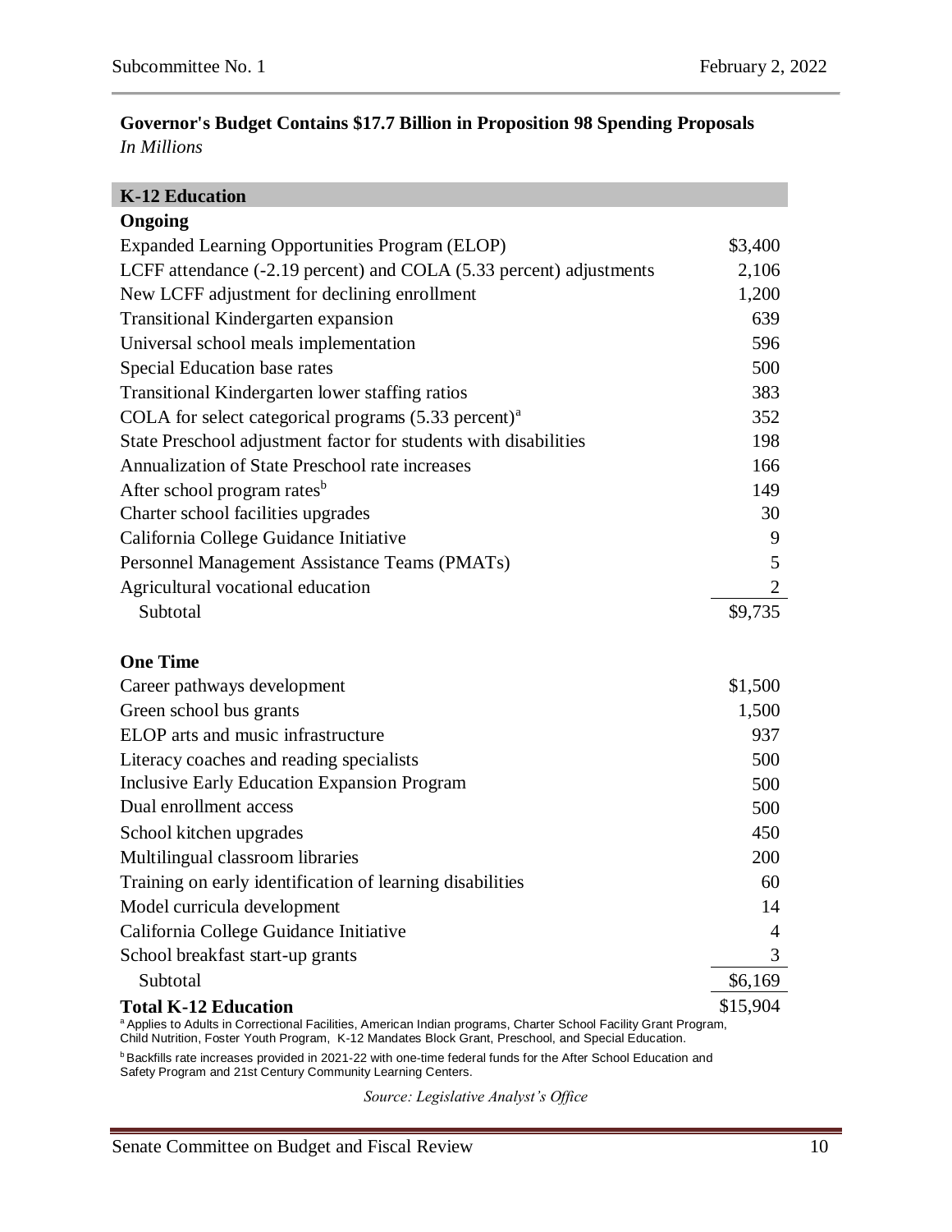**Governor's Budget Contains $17.7 Billion in Proposition 98 Spending Proposals**
*In Millions*

| **K-12 Education** | |
|---|---|
| **Ongoing** | |
| Expanded Learning Opportunities Program (ELOP) | $3,400 |
| LCFF attendance (-2.19 percent) and COLA (5.33 percent) adjustments | 2,106 |
| New LCFF adjustment for declining enrollment | 1,200 |
| Transitional Kindergarten expansion | 639 |
| Universal school meals implementation | 596 |
| Special Education base rates | 500 |
| Transitional Kindergarten lower staffing ratios | 383 |
| COLA for select categorical programs (5.33 percent)[a] | 352 |
| State Preschool adjustment factor for students with disabilities | 198 |
| Annualization of State Preschool rate increases | 166 |
| After school program rates[b] | 149 |
| Charter school facilities upgrades | 30 |
| California College Guidance Initiative | 9 |
| Personnel Management Assistance Teams (PMATs) | 5 |
| Agricultural vocational education | 2 |
| Subtotal | $9,735 |
| **One Time** | |
| Career pathways development | $1,500 |
| Green school bus grants | 1,500 |
| ELOP arts and music infrastructure | 937 |
| Literacy coaches and reading specialists | 500 |
| Inclusive Early Education Expansion Program | 500 |
| Dual enrollment access | 500 |
| School kitchen upgrades | 450 |
| Multilingual classroom libraries | 200 |
| Training on early identification of learning disabilities | 60 |
| Model curricula development | 14 |
| California College Guidance Initiative | 4 |
| School breakfast start-up grants | 3 |
| Subtotal | $6,169 |
| **Total K-12 Education** | $15,904 |

[a] Applies to Adults in Correctional Facilities, American Indian programs, Charter School Facility Grant Program, Child Nutrition, Foster Youth Program, K-12 Mandates Block Grant, Preschool, and Special Education.

[b] Backfills rate increases provided in 2021-22 with one-time federal funds for the After School Education and Safety Program and 21st Century Community Learning Centers.

*Source: Legislative Analyst's Office*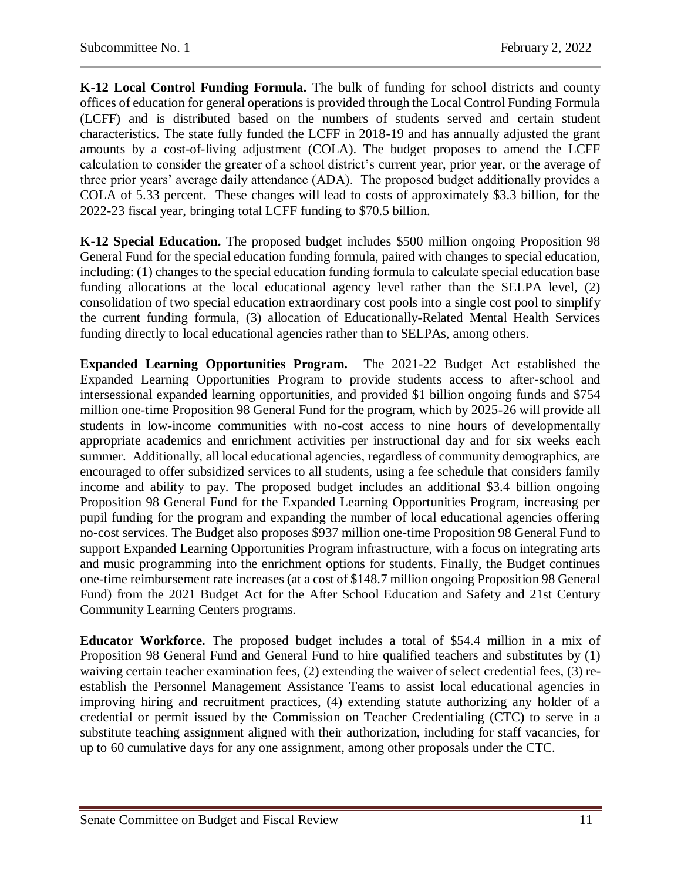**K-12 Local Control Funding Formula.** The bulk of funding for school districts and county offices of education for general operations is provided through the Local Control Funding Formula (LCFF) and is distributed based on the numbers of students served and certain student characteristics. The state fully funded the LCFF in 2018-19 and has annually adjusted the grant amounts by a cost-of-living adjustment (COLA). The budget proposes to amend the LCFF calculation to consider the greater of a school district's current year, prior year, or the average of three prior years' average daily attendance (ADA). The proposed budget additionally provides a COLA of 5.33 percent. These changes will lead to costs of approximately $3.3 billion, for the 2022-23 fiscal year, bringing total LCFF funding to $70.5 billion.

**K-12 Special Education.** The proposed budget includes $500 million ongoing Proposition 98 General Fund for the special education funding formula, paired with changes to special education, including: (1) changes to the special education funding formula to calculate special education base funding allocations at the local educational agency level rather than the SELPA level, (2) consolidation of two special education extraordinary cost pools into a single cost pool to simplify the current funding formula, (3) allocation of Educationally-Related Mental Health Services funding directly to local educational agencies rather than to SELPAs, among others.

**Expanded Learning Opportunities Program.** The 2021-22 Budget Act established the Expanded Learning Opportunities Program to provide students access to after-school and intersessional expanded learning opportunities, and provided $1 billion ongoing funds and $754 million one-time Proposition 98 General Fund for the program, which by 2025-26 will provide all students in low-income communities with no-cost access to nine hours of developmentally appropriate academics and enrichment activities per instructional day and for six weeks each summer. Additionally, all local educational agencies, regardless of community demographics, are encouraged to offer subsidized services to all students, using a fee schedule that considers family income and ability to pay. The proposed budget includes an additional $3.4 billion ongoing Proposition 98 General Fund for the Expanded Learning Opportunities Program, increasing per pupil funding for the program and expanding the number of local educational agencies offering no-cost services. The Budget also proposes $937 million one-time Proposition 98 General Fund to support Expanded Learning Opportunities Program infrastructure, with a focus on integrating arts and music programming into the enrichment options for students. Finally, the Budget continues one-time reimbursement rate increases (at a cost of $148.7 million ongoing Proposition 98 General Fund) from the 2021 Budget Act for the After School Education and Safety and 21st Century Community Learning Centers programs.

**Educator Workforce.** The proposed budget includes a total of $54.4 million in a mix of Proposition 98 General Fund and General Fund to hire qualified teachers and substitutes by (1) waiving certain teacher examination fees, (2) extending the waiver of select credential fees, (3) re-establish the Personnel Management Assistance Teams to assist local educational agencies in improving hiring and recruitment practices, (4) extending statute authorizing any holder of a credential or permit issued by the Commission on Teacher Credentialing (CTC) to serve in a substitute teaching assignment aligned with their authorization, including for staff vacancies, for up to 60 cumulative days for any one assignment, among other proposals under the CTC.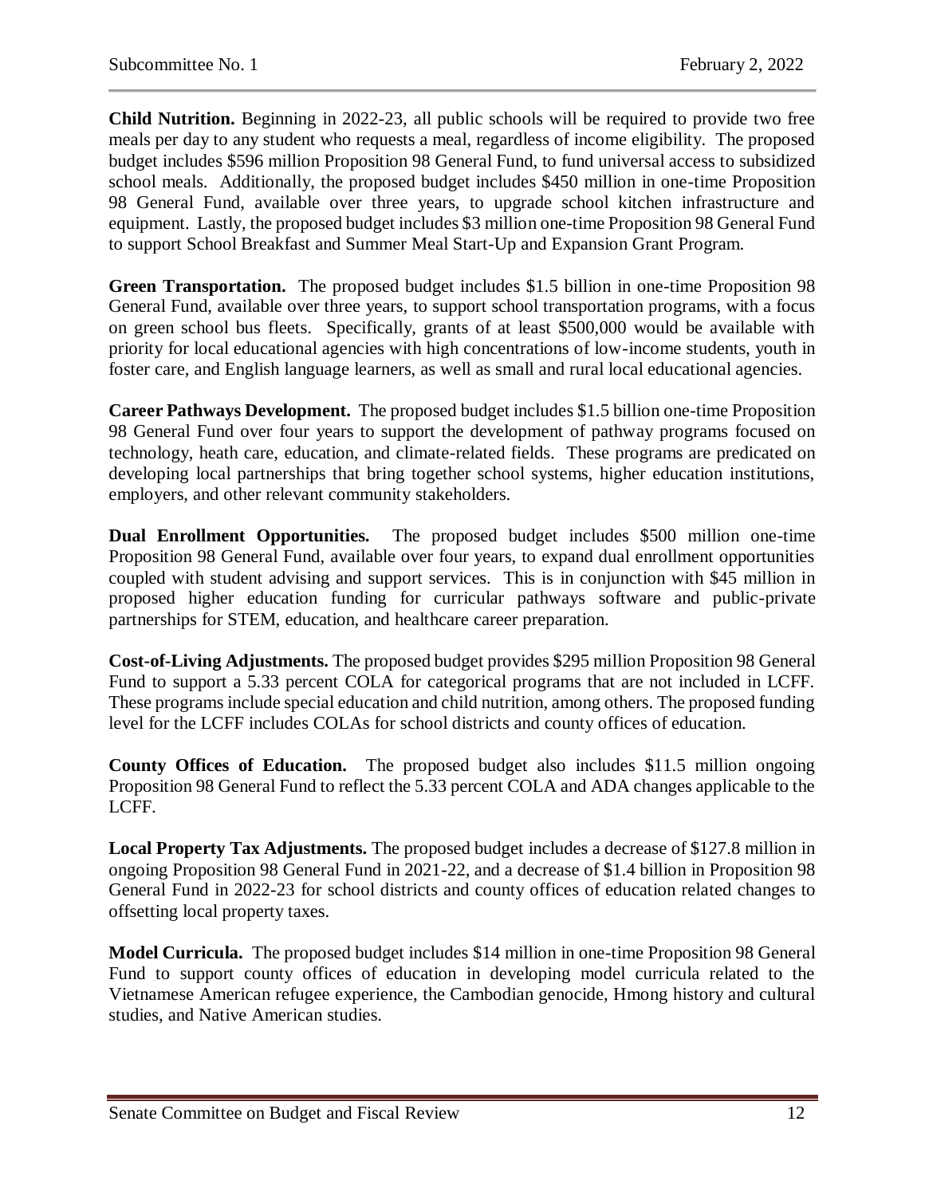**Child Nutrition.** Beginning in 2022-23, all public schools will be required to provide two free meals per day to any student who requests a meal, regardless of income eligibility. The proposed budget includes $596 million Proposition 98 General Fund, to fund universal access to subsidized school meals. Additionally, the proposed budget includes $450 million in one-time Proposition 98 General Fund, available over three years, to upgrade school kitchen infrastructure and equipment. Lastly, the proposed budget includes $3 million one-time Proposition 98 General Fund to support School Breakfast and Summer Meal Start-Up and Expansion Grant Program.

**Green Transportation.** The proposed budget includes $1.5 billion in one-time Proposition 98 General Fund, available over three years, to support school transportation programs, with a focus on green school bus fleets. Specifically, grants of at least $500,000 would be available with priority for local educational agencies with high concentrations of low-income students, youth in foster care, and English language learners, as well as small and rural local educational agencies.

**Career Pathways Development.** The proposed budget includes $1.5 billion one-time Proposition 98 General Fund over four years to support the development of pathway programs focused on technology, heath care, education, and climate-related fields. These programs are predicated on developing local partnerships that bring together school systems, higher education institutions, employers, and other relevant community stakeholders.

**Dual Enrollment Opportunities.** The proposed budget includes $500 million one-time Proposition 98 General Fund, available over four years, to expand dual enrollment opportunities coupled with student advising and support services. This is in conjunction with $45 million in proposed higher education funding for curricular pathways software and public-private partnerships for STEM, education, and healthcare career preparation.

**Cost-of-Living Adjustments.** The proposed budget provides $295 million Proposition 98 General Fund to support a 5.33 percent COLA for categorical programs that are not included in LCFF. These programs include special education and child nutrition, among others. The proposed funding level for the LCFF includes COLAs for school districts and county offices of education.

**County Offices of Education.** The proposed budget also includes $11.5 million ongoing Proposition 98 General Fund to reflect the 5.33 percent COLA and ADA changes applicable to the LCFF.

**Local Property Tax Adjustments.** The proposed budget includes a decrease of $127.8 million in ongoing Proposition 98 General Fund in 2021-22, and a decrease of $1.4 billion in Proposition 98 General Fund in 2022-23 for school districts and county offices of education related changes to offsetting local property taxes.

**Model Curricula.** The proposed budget includes $14 million in one-time Proposition 98 General Fund to support county offices of education in developing model curricula related to the Vietnamese American refugee experience, the Cambodian genocide, Hmong history and cultural studies, and Native American studies.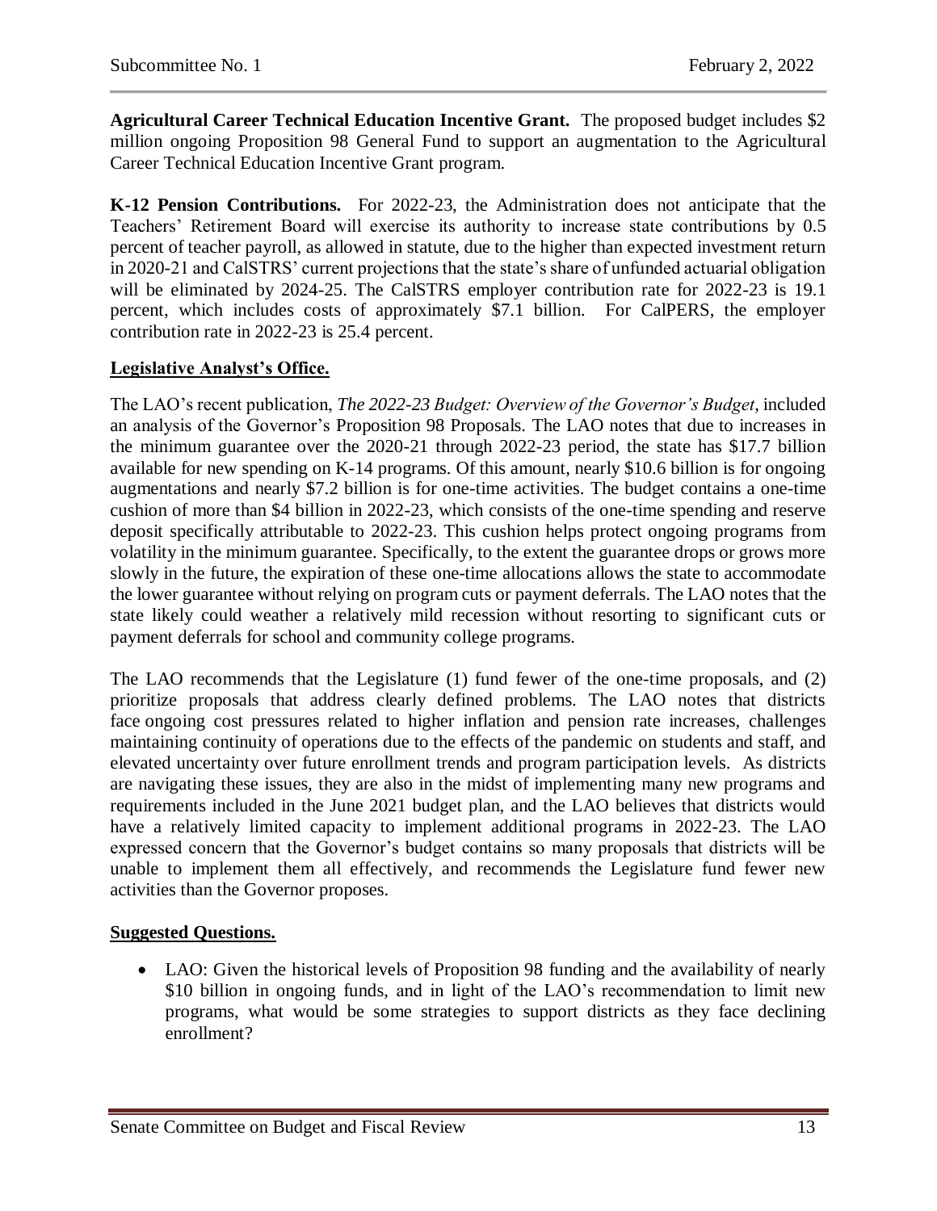**Agricultural Career Technical Education Incentive Grant.** The proposed budget includes $2 million ongoing Proposition 98 General Fund to support an augmentation to the Agricultural Career Technical Education Incentive Grant program.

**K-12 Pension Contributions.** For 2022-23, the Administration does not anticipate that the Teachers' Retirement Board will exercise its authority to increase state contributions by 0.5 percent of teacher payroll, as allowed in statute, due to the higher than expected investment return in 2020-21 and CalSTRS' current projections that the state's share of unfunded actuarial obligation will be eliminated by 2024-25. The CalSTRS employer contribution rate for 2022-23 is 19.1 percent, which includes costs of approximately $7.1 billion. For CalPERS, the employer contribution rate in 2022-23 is 25.4 percent.

**Legislative Analyst's Office.**

The LAO's recent publication, *The 2022-23 Budget: Overview of the Governor's Budget*, included an analysis of the Governor's Proposition 98 Proposals. The LAO notes that due to increases in the minimum guarantee over the 2020-21 through 2022-23 period, the state has $17.7 billion available for new spending on K-14 programs. Of this amount, nearly $10.6 billion is for ongoing augmentations and nearly $7.2 billion is for one-time activities. The budget contains a one-time cushion of more than $4 billion in 2022-23, which consists of the one-time spending and reserve deposit specifically attributable to 2022-23. This cushion helps protect ongoing programs from volatility in the minimum guarantee. Specifically, to the extent the guarantee drops or grows more slowly in the future, the expiration of these one-time allocations allows the state to accommodate the lower guarantee without relying on program cuts or payment deferrals. The LAO notes that the state likely could weather a relatively mild recession without resorting to significant cuts or payment deferrals for school and community college programs.

The LAO recommends that the Legislature (1) fund fewer of the one-time proposals, and (2) prioritize proposals that address clearly defined problems. The LAO notes that districts face ongoing cost pressures related to higher inflation and pension rate increases, challenges maintaining continuity of operations due to the effects of the pandemic on students and staff, and elevated uncertainty over future enrollment trends and program participation levels. As districts are navigating these issues, they are also in the midst of implementing many new programs and requirements included in the June 2021 budget plan, and the LAO believes that districts would have a relatively limited capacity to implement additional programs in 2022-23. The LAO expressed concern that the Governor's budget contains so many proposals that districts will be unable to implement them all effectively, and recommends the Legislature fund fewer new activities than the Governor proposes.

**Suggested Questions.**

- LAO: Given the historical levels of Proposition 98 funding and the availability of nearly $10 billion in ongoing funds, and in light of the LAO's recommendation to limit new programs, what would be some strategies to support districts as they face declining enrollment?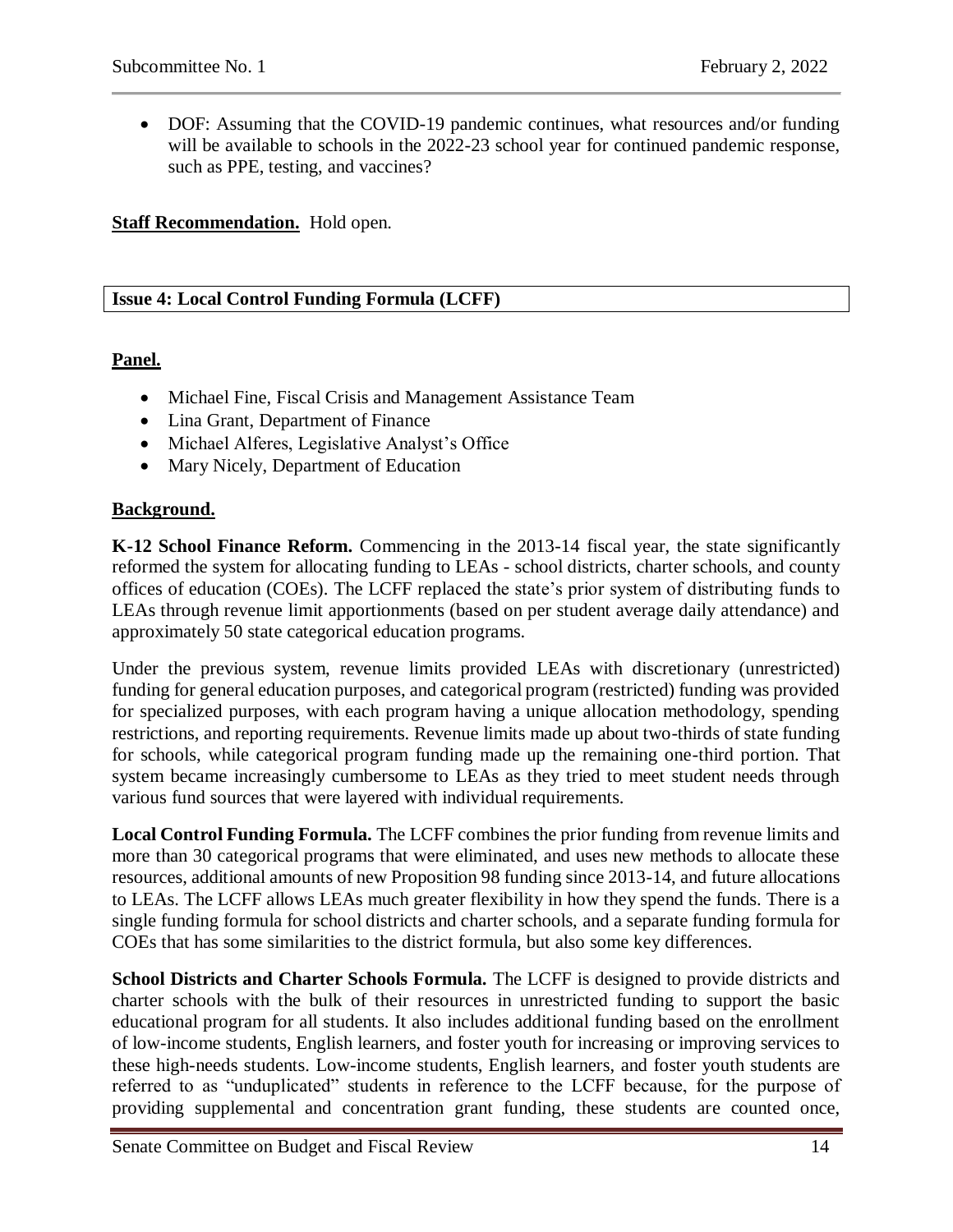- DOF: Assuming that the COVID-19 pandemic continues, what resources and/or funding will be available to schools in the 2022-23 school year for continued pandemic response, such as PPE, testing, and vaccines?

**Staff Recommendation.** Hold open.

## Issue 4: Local Control Funding Formula (LCFF)

**Panel.**

- Michael Fine, Fiscal Crisis and Management Assistance Team
- Lina Grant, Department of Finance
- Michael Alferes, Legislative Analyst's Office
- Mary Nicely, Department of Education

**Background.**

**K-12 School Finance Reform.** Commencing in the 2013-14 fiscal year, the state significantly reformed the system for allocating funding to LEAs - school districts, charter schools, and county offices of education (COEs). The LCFF replaced the state's prior system of distributing funds to LEAs through revenue limit apportionments (based on per student average daily attendance) and approximately 50 state categorical education programs.

Under the previous system, revenue limits provided LEAs with discretionary (unrestricted) funding for general education purposes, and categorical program (restricted) funding was provided for specialized purposes, with each program having a unique allocation methodology, spending restrictions, and reporting requirements. Revenue limits made up about two-thirds of state funding for schools, while categorical program funding made up the remaining one-third portion. That system became increasingly cumbersome to LEAs as they tried to meet student needs through various fund sources that were layered with individual requirements.

**Local Control Funding Formula.** The LCFF combines the prior funding from revenue limits and more than 30 categorical programs that were eliminated, and uses new methods to allocate these resources, additional amounts of new Proposition 98 funding since 2013-14, and future allocations to LEAs. The LCFF allows LEAs much greater flexibility in how they spend the funds. There is a single funding formula for school districts and charter schools, and a separate funding formula for COEs that has some similarities to the district formula, but also some key differences.

**School Districts and Charter Schools Formula.** The LCFF is designed to provide districts and charter schools with the bulk of their resources in unrestricted funding to support the basic educational program for all students. It also includes additional funding based on the enrollment of low-income students, English learners, and foster youth for increasing or improving services to these high-needs students. Low-income students, English learners, and foster youth students are referred to as "unduplicated" students in reference to the LCFF because, for the purpose of providing supplemental and concentration grant funding, these students are counted once,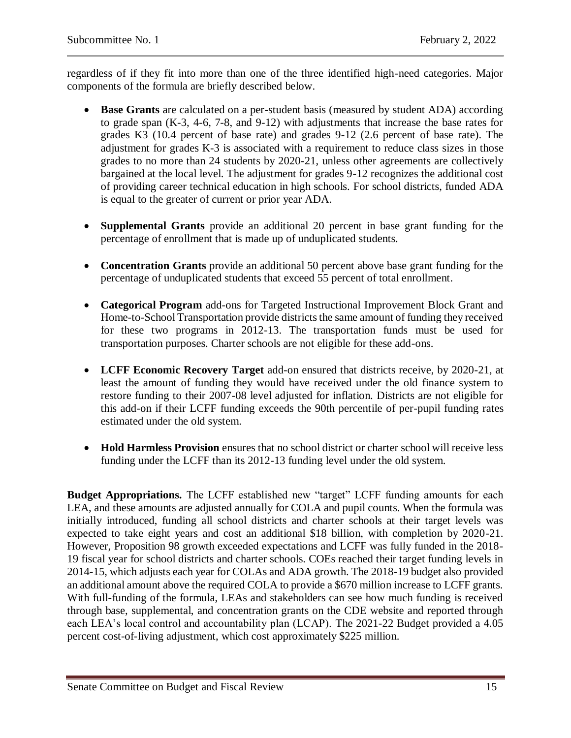regardless of if they fit into more than one of the three identified high-need categories. Major components of the formula are briefly described below.

- **Base Grants** are calculated on a per-student basis (measured by student ADA) according to grade span (K-3, 4-6, 7-8, and 9-12) with adjustments that increase the base rates for grades K3 (10.4 percent of base rate) and grades 9-12 (2.6 percent of base rate). The adjustment for grades K-3 is associated with a requirement to reduce class sizes in those grades to no more than 24 students by 2020-21, unless other agreements are collectively bargained at the local level. The adjustment for grades 9-12 recognizes the additional cost of providing career technical education in high schools. For school districts, funded ADA is equal to the greater of current or prior year ADA.

- **Supplemental Grants** provide an additional 20 percent in base grant funding for the percentage of enrollment that is made up of unduplicated students.

- **Concentration Grants** provide an additional 50 percent above base grant funding for the percentage of unduplicated students that exceed 55 percent of total enrollment.

- **Categorical Program** add-ons for Targeted Instructional Improvement Block Grant and Home-to-School Transportation provide districts the same amount of funding they received for these two programs in 2012-13. The transportation funds must be used for transportation purposes. Charter schools are not eligible for these add-ons.

- **LCFF Economic Recovery Target** add-on ensured that districts receive, by 2020-21, at least the amount of funding they would have received under the old finance system to restore funding to their 2007-08 level adjusted for inflation. Districts are not eligible for this add-on if their LCFF funding exceeds the 90th percentile of per-pupil funding rates estimated under the old system.

- **Hold Harmless Provision** ensures that no school district or charter school will receive less funding under the LCFF than its 2012-13 funding level under the old system.

**Budget Appropriations.** The LCFF established new "target" LCFF funding amounts for each LEA, and these amounts are adjusted annually for COLA and pupil counts. When the formula was initially introduced, funding all school districts and charter schools at their target levels was expected to take eight years and cost an additional \$18 billion, with completion by 2020-21. However, Proposition 98 growth exceeded expectations and LCFF was fully funded in the 2018-19 fiscal year for school districts and charter schools. COEs reached their target funding levels in 2014-15, which adjusts each year for COLAs and ADA growth. The 2018-19 budget also provided an additional amount above the required COLA to provide a \$670 million increase to LCFF grants. With full-funding of the formula, LEAs and stakeholders can see how much funding is received through base, supplemental, and concentration grants on the CDE website and reported through each LEA's local control and accountability plan (LCAP). The 2021-22 Budget provided a 4.05 percent cost-of-living adjustment, which cost approximately \$225 million.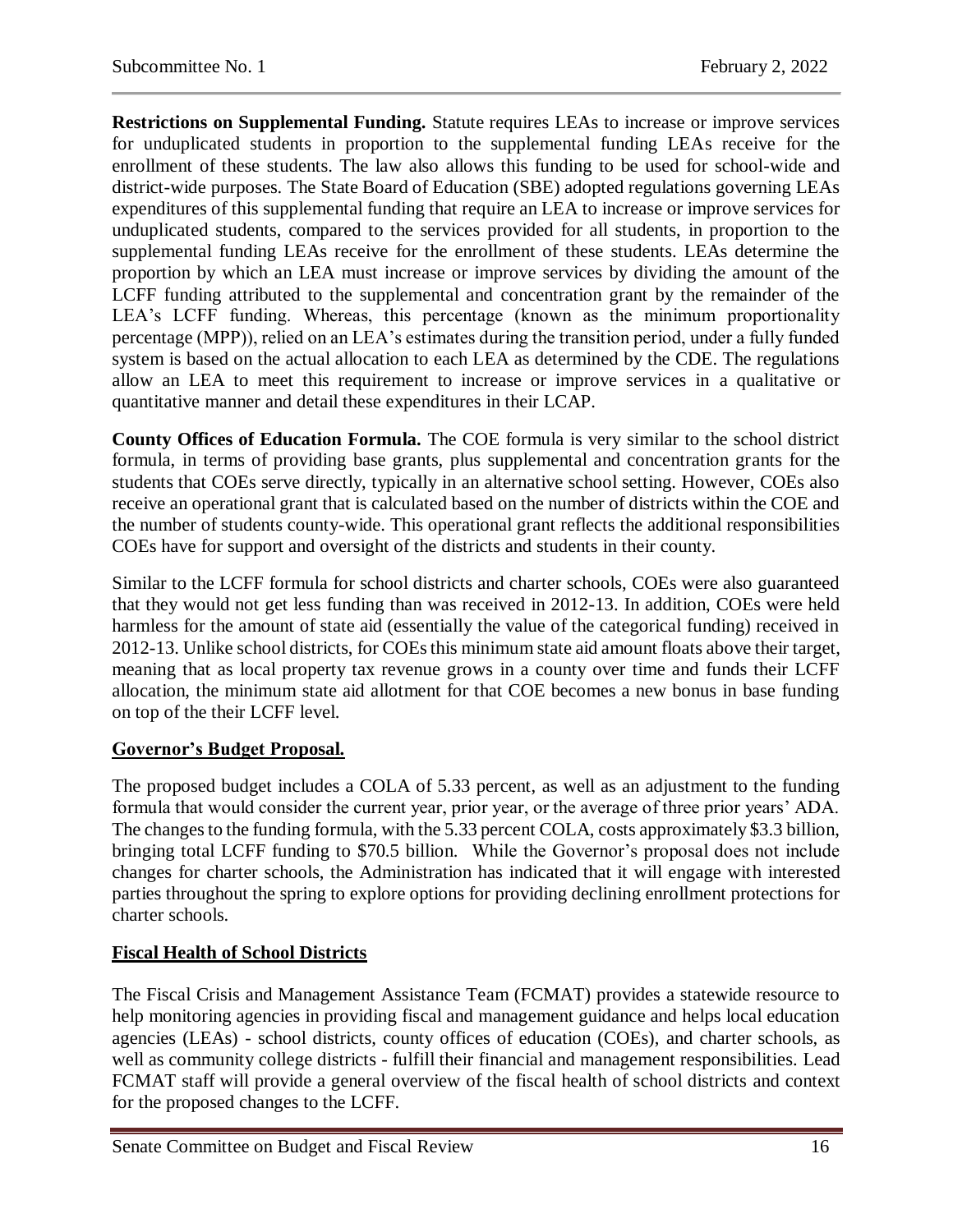**Restrictions on Supplemental Funding.** Statute requires LEAs to increase or improve services for unduplicated students in proportion to the supplemental funding LEAs receive for the enrollment of these students. The law also allows this funding to be used for school-wide and district-wide purposes. The State Board of Education (SBE) adopted regulations governing LEAs expenditures of this supplemental funding that require an LEA to increase or improve services for unduplicated students, compared to the services provided for all students, in proportion to the supplemental funding LEAs receive for the enrollment of these students. LEAs determine the proportion by which an LEA must increase or improve services by dividing the amount of the LCFF funding attributed to the supplemental and concentration grant by the remainder of the LEA's LCFF funding. Whereas, this percentage (known as the minimum proportionality percentage (MPP)), relied on an LEA's estimates during the transition period, under a fully funded system is based on the actual allocation to each LEA as determined by the CDE. The regulations allow an LEA to meet this requirement to increase or improve services in a qualitative or quantitative manner and detail these expenditures in their LCAP.

**County Offices of Education Formula.** The COE formula is very similar to the school district formula, in terms of providing base grants, plus supplemental and concentration grants for the students that COEs serve directly, typically in an alternative school setting. However, COEs also receive an operational grant that is calculated based on the number of districts within the COE and the number of students county-wide. This operational grant reflects the additional responsibilities COEs have for support and oversight of the districts and students in their county.

Similar to the LCFF formula for school districts and charter schools, COEs were also guaranteed that they would not get less funding than was received in 2012-13. In addition, COEs were held harmless for the amount of state aid (essentially the value of the categorical funding) received in 2012-13. Unlike school districts, for COEs this minimum state aid amount floats above their target, meaning that as local property tax revenue grows in a county over time and funds their LCFF allocation, the minimum state aid allotment for that COE becomes a new bonus in base funding on top of the their LCFF level.

## Governor's Budget Proposal.

The proposed budget includes a COLA of 5.33 percent, as well as an adjustment to the funding formula that would consider the current year, prior year, or the average of three prior years' ADA. The changes to the funding formula, with the 5.33 percent COLA, costs approximately $3.3 billion, bringing total LCFF funding to $70.5 billion. While the Governor's proposal does not include changes for charter schools, the Administration has indicated that it will engage with interested parties throughout the spring to explore options for providing declining enrollment protections for charter schools.

## Fiscal Health of School Districts

The Fiscal Crisis and Management Assistance Team (FCMAT) provides a statewide resource to help monitoring agencies in providing fiscal and management guidance and helps local education agencies (LEAs) - school districts, county offices of education (COEs), and charter schools, as well as community college districts - fulfill their financial and management responsibilities. Lead FCMAT staff will provide a general overview of the fiscal health of school districts and context for the proposed changes to the LCFF.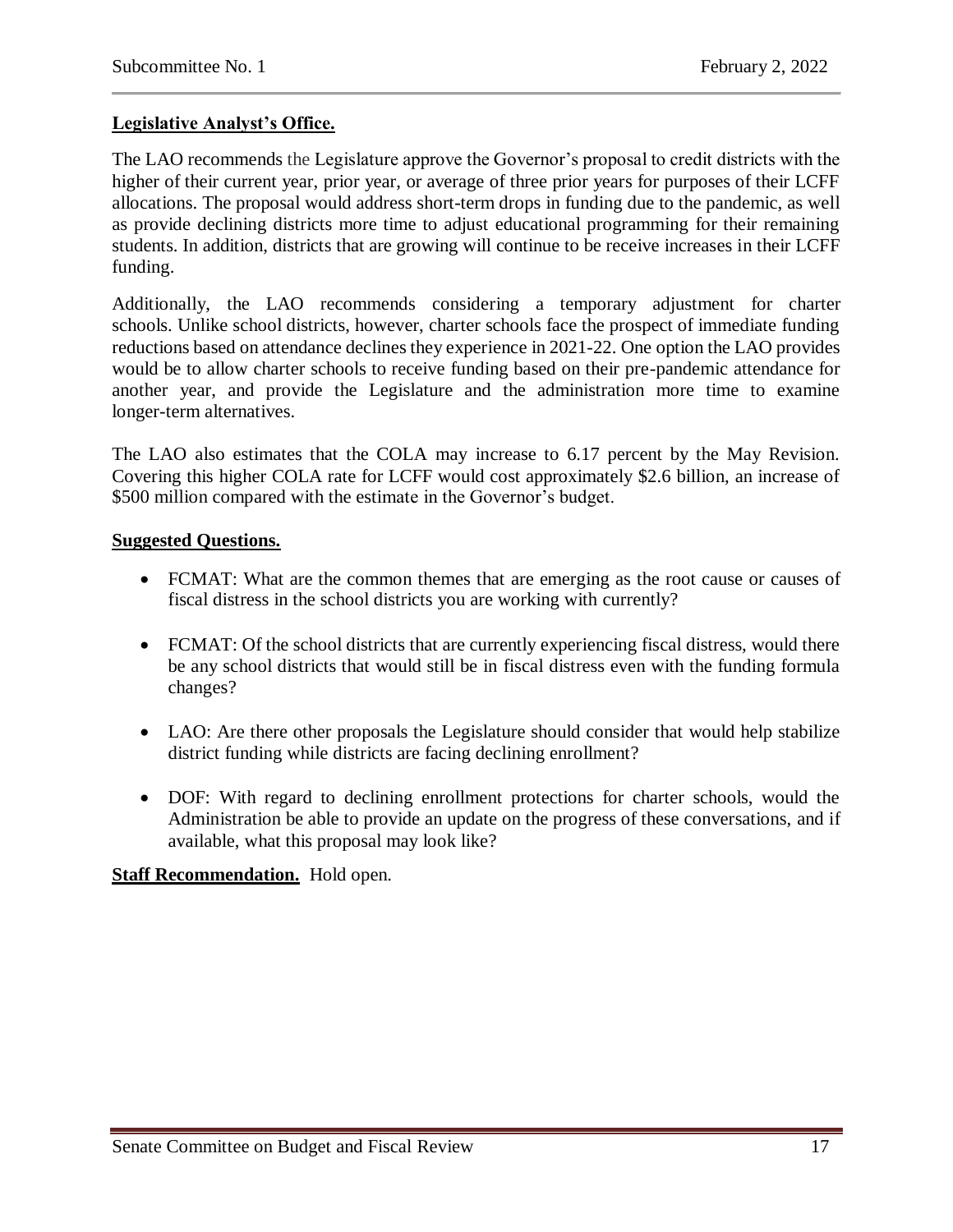**Legislative Analyst's Office.**

The LAO recommends the Legislature approve the Governor's proposal to credit districts with the higher of their current year, prior year, or average of three prior years for purposes of their LCFF allocations. The proposal would address short-term drops in funding due to the pandemic, as well as provide declining districts more time to adjust educational programming for their remaining students. In addition, districts that are growing will continue to be receive increases in their LCFF funding.

Additionally, the LAO recommends considering a temporary adjustment for charter schools. Unlike school districts, however, charter schools face the prospect of immediate funding reductions based on attendance declines they experience in 2021-22. One option the LAO provides would be to allow charter schools to receive funding based on their pre-pandemic attendance for another year, and provide the Legislature and the administration more time to examine longer-term alternatives.

The LAO also estimates that the COLA may increase to 6.17 percent by the May Revision. Covering this higher COLA rate for LCFF would cost approximately \$2.6 billion, an increase of \$500 million compared with the estimate in the Governor's budget.

**Suggested Questions.**

- FCMAT: What are the common themes that are emerging as the root cause or causes of fiscal distress in the school districts you are working with currently?
- FCMAT: Of the school districts that are currently experiencing fiscal distress, would there be any school districts that would still be in fiscal distress even with the funding formula changes?
- LAO: Are there other proposals the Legislature should consider that would help stabilize district funding while districts are facing declining enrollment?
- DOF: With regard to declining enrollment protections for charter schools, would the Administration be able to provide an update on the progress of these conversations, and if available, what this proposal may look like?

**Staff Recommendation.** Hold open.